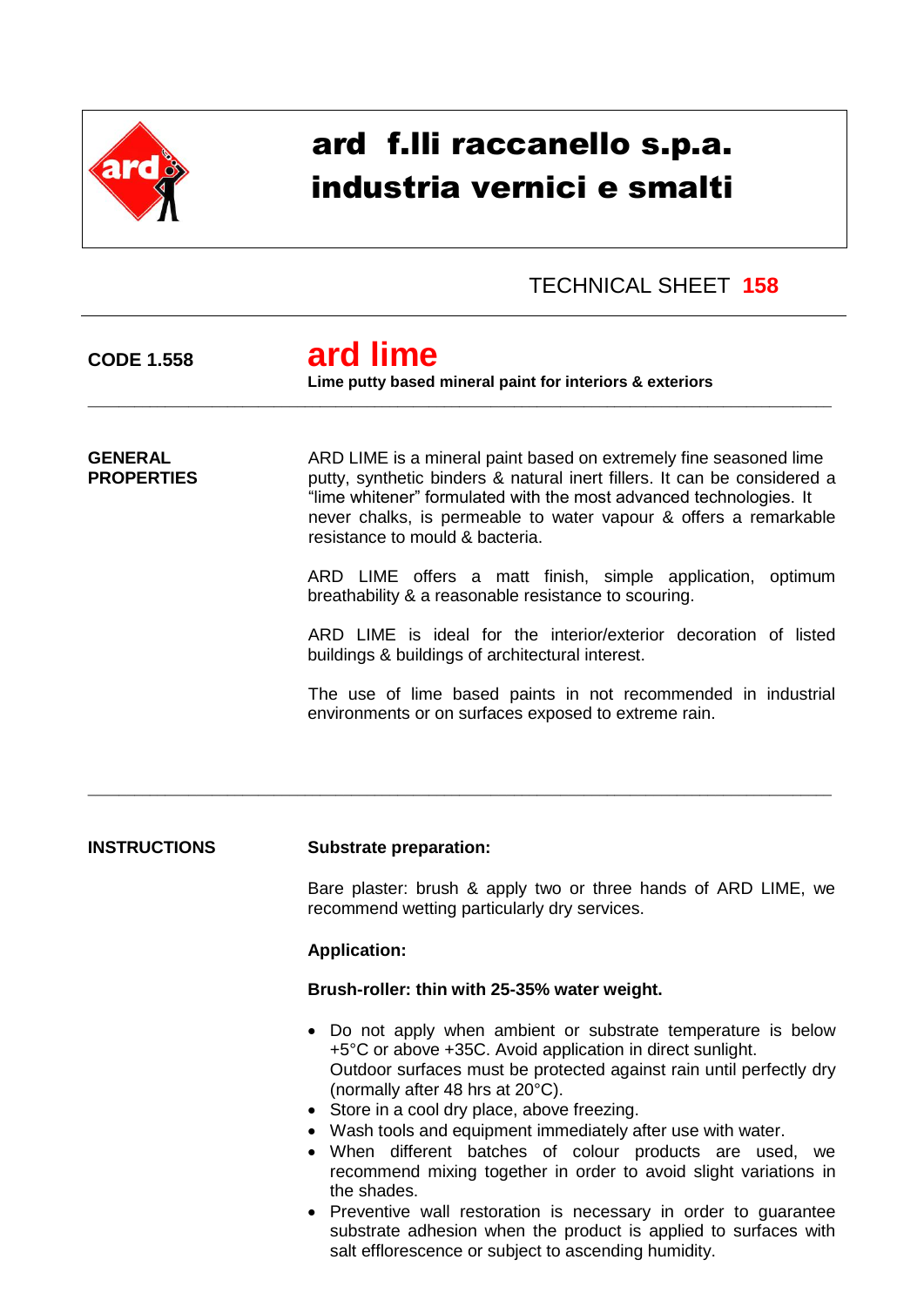# ard f.lli raccanello s.p.a.
# industria vernici e smalti

TECHNICAL SHEET **158**

**CODE 1.558**

## ard lime

**Lime putty based mineral paint for interiors & exteriors**

---

**GENERAL PROPERTIES**

ARD LIME is a mineral paint based on extremely fine seasoned lime putty, synthetic binders & natural inert fillers. It can be considered a "lime whitener" formulated with the most advanced technologies. It never chalks, is permeable to water vapour & offers a remarkable resistance to mould & bacteria.

ARD LIME offers a matt finish, simple application, optimum breathability & a reasonable resistance to scouring.

ARD LIME is ideal for the interior/exterior decoration of listed buildings & buildings of architectural interest.

The use of lime based paints in not recommended in industrial environments or on surfaces exposed to extreme rain.

---

**INSTRUCTIONS**

**Substrate preparation:**

Bare plaster: brush & apply two or three hands of ARD LIME, we recommend wetting particularly dry services.

**Application:**

**Brush-roller: thin with 25-35% water weight.**

- Do not apply when ambient or substrate temperature is below +5°C or above +35C. Avoid application in direct sunlight.
  Outdoor surfaces must be protected against rain until perfectly dry (normally after 48 hrs at 20°C).
- Store in a cool dry place, above freezing.
- Wash tools and equipment immediately after use with water.
- When different batches of colour products are used, we recommend mixing together in order to avoid slight variations in the shades.
- Preventive wall restoration is necessary in order to guarantee substrate adhesion when the product is applied to surfaces with salt efflorescence or subject to ascending humidity.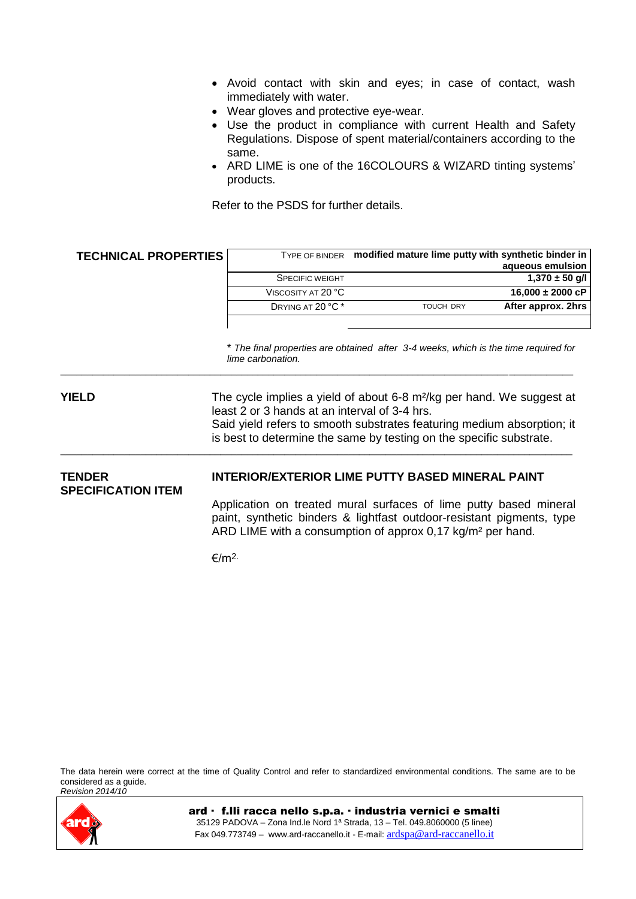- Avoid contact with skin and eyes; in case of contact, wash immediately with water.
- Wear gloves and protective eye-wear.
- Use the product in compliance with current Health and Safety Regulations. Dispose of spent material/containers according to the same.
- ARD LIME is one of the 16COLOURS & WIZARD tinting systems' products.

Refer to the PSDS for further details.

## TECHNICAL PROPERTIES

| | | |
|---|---|---|
| TYPE OF BINDER | | **modified mature lime putty with synthetic binder in aqueous emulsion** |
| SPECIFIC WEIGHT | | **1,370 ± 50 g/l** |
| VISCOSITY AT 20 °C | | **16,000 ± 2000 cP** |
| DRYING AT 20 °C * | TOUCH DRY | **After approx. 2hrs** |

*\* The final properties are obtained after 3-4 weeks, which is the time required for lime carbonation.*

## YIELD

The cycle implies a yield of about 6-8 m²/kg per hand. We suggest at least 2 or 3 hands at an interval of 3-4 hrs.
Said yield refers to smooth substrates featuring medium absorption; it is best to determine the same by testing on the specific substrate.

## TENDER SPECIFICATION ITEM

**INTERIOR/EXTERIOR LIME PUTTY BASED MINERAL PAINT**

Application on treated mural surfaces of lime putty based mineral paint, synthetic binders & lightfast outdoor-resistant pigments, type ARD LIME with a consumption of approx 0,17 kg/m² per hand.

€/m².

The data herein were correct at the time of Quality Control and refer to standardized environmental conditions. The same are to be considered as a guide.
*Revision 2014/10*

**ard · f.lli racca nello s.p.a. · industria vernici e smalti**
35129 PADOVA – Zona Ind.le Nord 1ª Strada, 13 – Tel. 049.8060000 (5 linee)
Fax 049.773749 – www.ard-raccanello.it - E-mail: ardspa@ard-raccanello.it